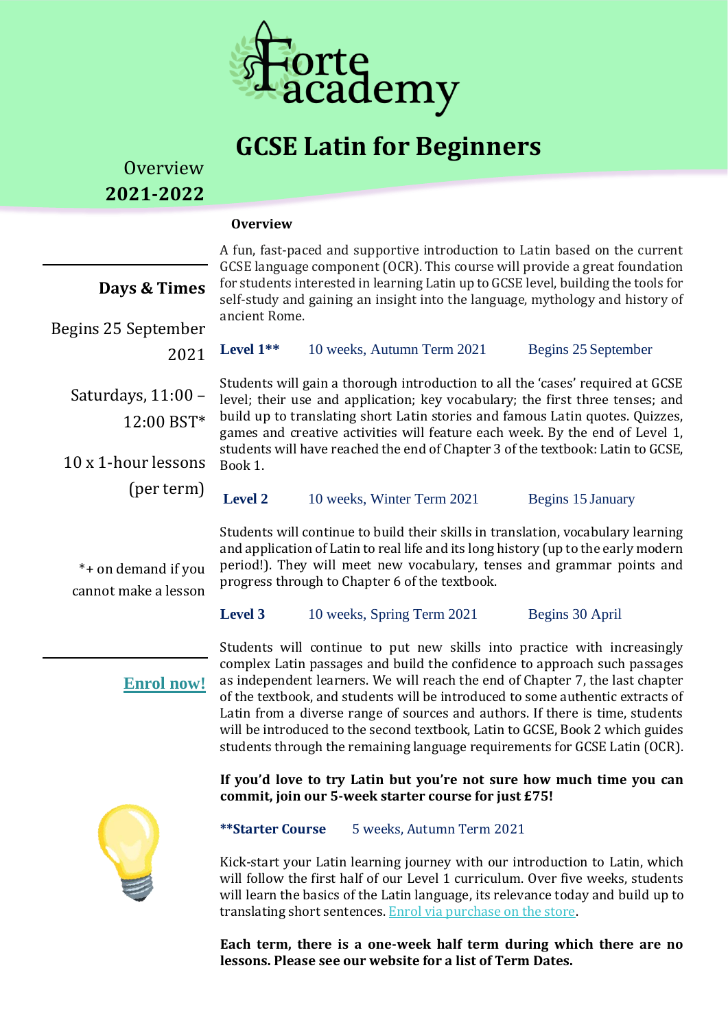Forte academy

# GCSE Latin for Beginners

Overview
**2021-2022**

## Days & Times

Begins 25 September 2021

Saturdays, 11:00 – 12:00 BST*

10 x 1-hour lessons (per term)

*+ on demand if you cannot make a lesson

**Enrol now!**

### Overview

A fun, fast-paced and supportive introduction to Latin based on the current GCSE language component (OCR). This course will provide a great foundation for students interested in learning Latin up to GCSE level, building the tools for self-study and gaining an insight into the language, mythology and history of ancient Rome.

**Level 1**** 10 weeks, Autumn Term 2021 Begins 25 September

Students will gain a thorough introduction to all the 'cases' required at GCSE level; their use and application; key vocabulary; the first three tenses; and build up to translating short Latin stories and famous Latin quotes. Quizzes, games and creative activities will feature each week. By the end of Level 1, students will have reached the end of Chapter 3 of the textbook: Latin to GCSE, Book 1.

**Level 2** 10 weeks, Winter Term 2021 Begins 15 January

Students will continue to build their skills in translation, vocabulary learning and application of Latin to real life and its long history (up to the early modern period!). They will meet new vocabulary, tenses and grammar points and progress through to Chapter 6 of the textbook.

**Level 3** 10 weeks, Spring Term 2021 Begins 30 April

Students will continue to put new skills into practice with increasingly complex Latin passages and build the confidence to approach such passages as independent learners. We will reach the end of Chapter 7, the last chapter of the textbook, and students will be introduced to some authentic extracts of Latin from a diverse range of sources and authors. If there is time, students will be introduced to the second textbook, Latin to GCSE, Book 2 which guides students through the remaining language requirements for GCSE Latin (OCR).

**If you'd love to try Latin but you're not sure how much time you can commit, join our 5-week starter course for just £75!**

****Starter Course** 5 weeks, Autumn Term 2021

Kick-start your Latin learning journey with our introduction to Latin, which will follow the first half of our Level 1 curriculum. Over five weeks, students will learn the basics of the Latin language, its relevance today and build up to translating short sentences. Enrol via purchase on the store.

**Each term, there is a one-week half term during which there are no lessons. Please see our website for a list of Term Dates.**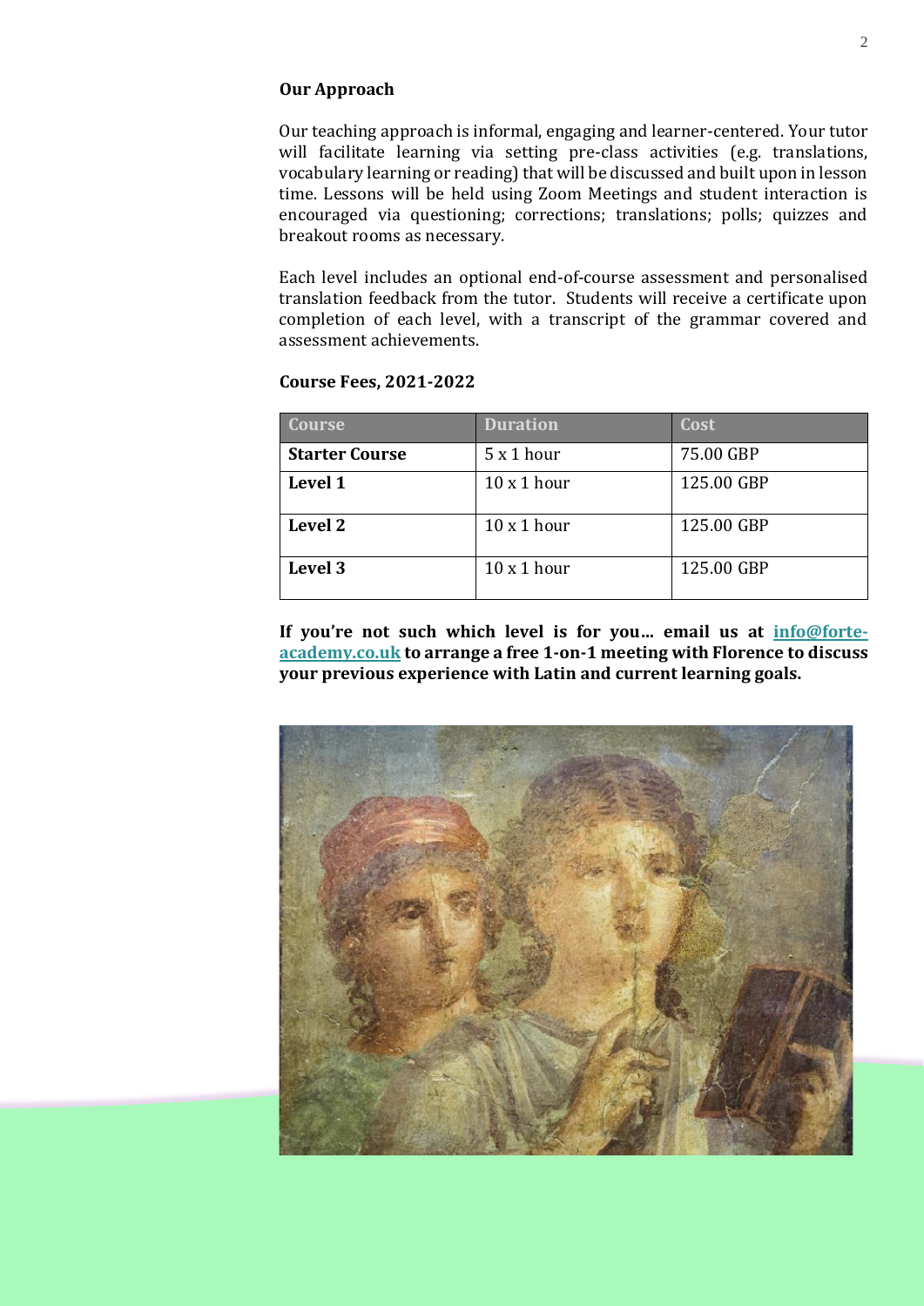**Our Approach**

Our teaching approach is informal, engaging and learner-centered. Your tutor will facilitate learning via setting pre-class activities (e.g. translations, vocabulary learning or reading) that will be discussed and built upon in lesson time. Lessons will be held using Zoom Meetings and student interaction is encouraged via questioning; corrections; translations; polls; quizzes and breakout rooms as necessary.

Each level includes an optional end-of-course assessment and personalised translation feedback from the tutor. Students will receive a certificate upon completion of each level, with a transcript of the grammar covered and assessment achievements.

**Course Fees, 2021-2022**

| Course | Duration | Cost |
|---|---|---|
| **Starter Course** | 5 x 1 hour | 75.00 GBP |
| **Level 1** | 10 x 1 hour | 125.00 GBP |
| **Level 2** | 10 x 1 hour | 125.00 GBP |
| **Level 3** | 10 x 1 hour | 125.00 GBP |

**If you're not such which level is for you… email us at [info@forte-academy.co.uk](mailto:info@forte-academy.co.uk) to arrange a free 1-on-1 meeting with Florence to discuss your previous experience with Latin and current learning goals.**